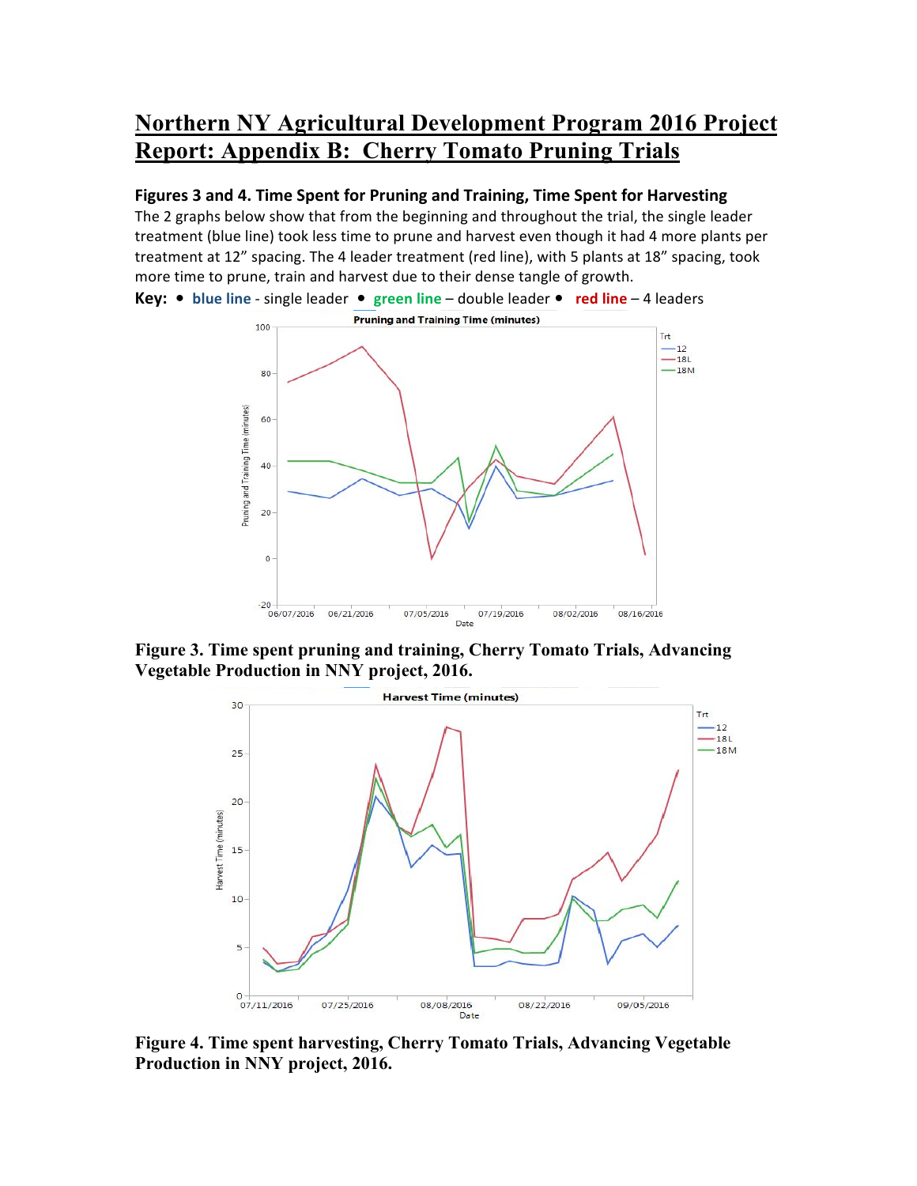# Northern NY Agricultural Development Program 2016 Project Report: Appendix B: Cherry Tomato Pruning Trials

### Figures 3 and 4. Time Spent for Pruning and Training, Time Spent for Harvesting

The 2 graphs below show that from the beginning and throughout the trial, the single leader treatment (blue line) took less time to prune and harvest even though it had 4 more plants per treatment at 12" spacing. The 4 leader treatment (red line), with 5 plants at 18" spacing, took more time to prune, train and harvest due to their dense tangle of growth.

**Key:** • blue line - single leader • green line – double leader • red line – 4 leaders

**Figure 3. Time spent pruning and training, Cherry Tomato Trials, Advancing Vegetable Production in NNY project, 2016.**

**Figure 4. Time spent harvesting, Cherry Tomato Trials, Advancing Vegetable Production in NNY project, 2016.**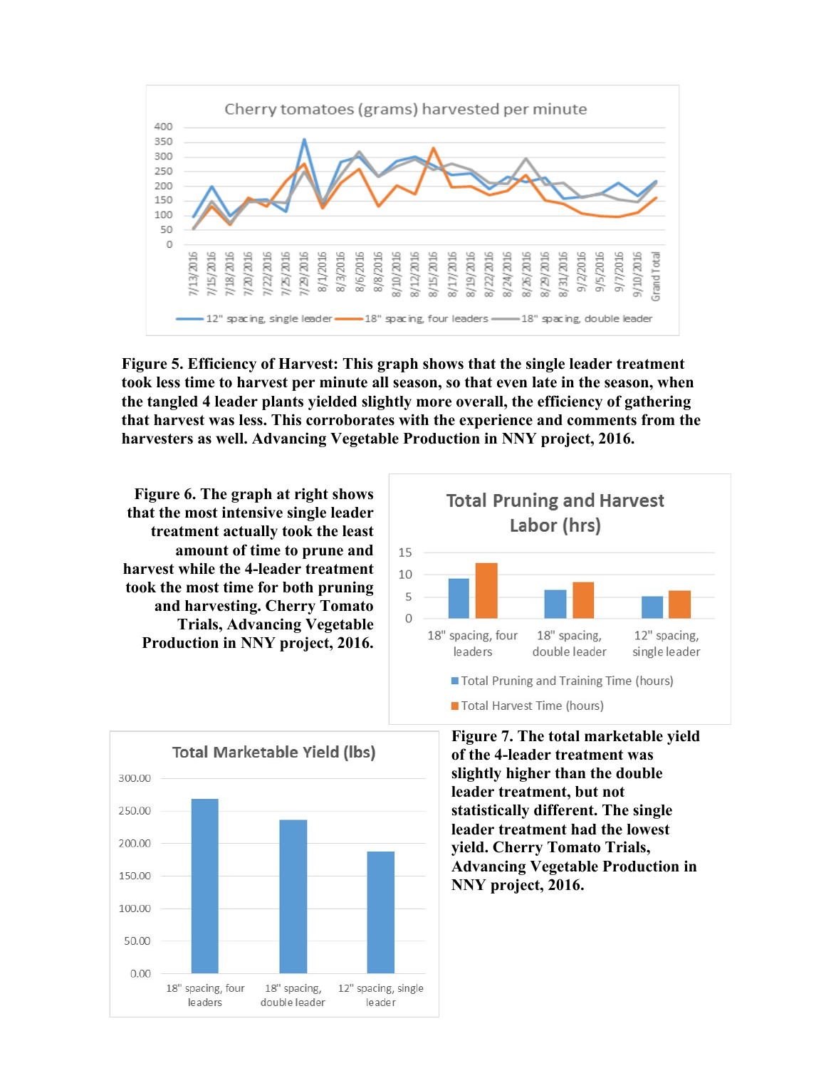**Figure 5. Efficiency of Harvest: This graph shows that the single leader treatment took less time to harvest per minute all season, so that even late in the season, when the tangled 4 leader plants yielded slightly more overall, the efficiency of gathering that harvest was less. This corroborates with the experience and comments from the harvesters as well. Advancing Vegetable Production in NNY project, 2016.**

**Figure 6. The graph at right shows that the most intensive single leader treatment actually took the least amount of time to prune and harvest while the 4-leader treatment took the most time for both pruning and harvesting. Cherry Tomato Trials, Advancing Vegetable Production in NNY project, 2016.**

**Figure 7. The total marketable yield of the 4-leader treatment was slightly higher than the double leader treatment, but not statistically different. The single leader treatment had the lowest yield. Cherry Tomato Trials, Advancing Vegetable Production in NNY project, 2016.**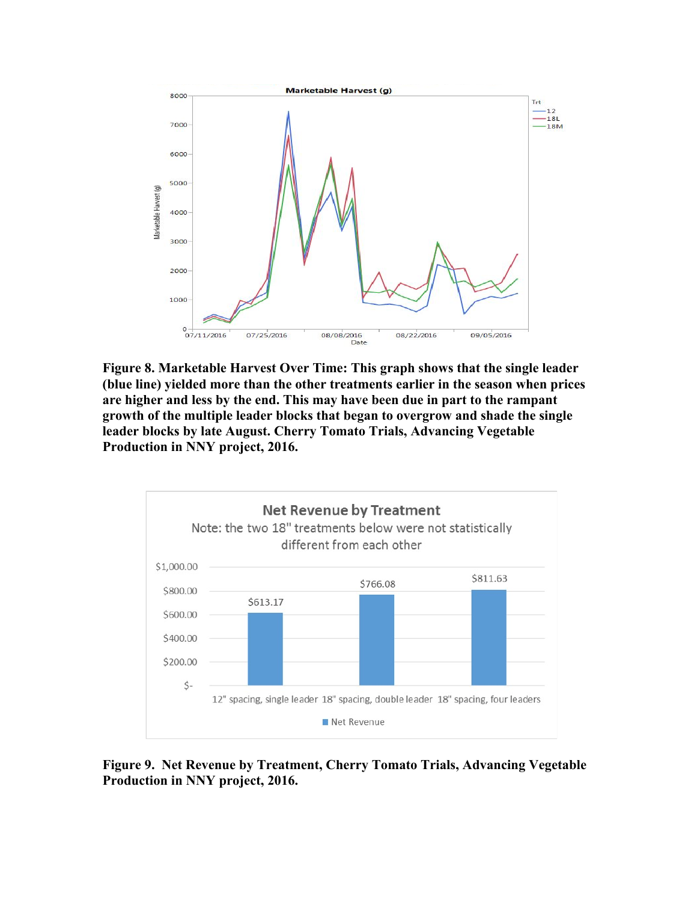Marketable Harvest (g)

Marketable Harvest (g)

8000

7000

6000

5000

4000

3000

2000

1000

0

07/11/2016

07/25/2016

08/08/2016

08/22/2016

09/05/2016

Date

Trt

12

18L

18M

**Figure 8. Marketable Harvest Over Time: This graph shows that the single leader (blue line) yielded more than the other treatments earlier in the season when prices are higher and less by the end. This may have been due in part to the rampant growth of the multiple leader blocks that began to overgrow and shade the single leader blocks by late August. Cherry Tomato Trials, Advancing Vegetable Production in NNY project, 2016.**

Net Revenue by Treatment

Note: the two 18" treatments below were not statistically different from each other

$1,000.00

$800.00

$600.00

$400.00

$200.00

$-

$613.17

$766.08

$811.63

12" spacing, single leader

18" spacing, double leader

18" spacing, four leaders

Net Revenue

**Figure 9. Net Revenue by Treatment, Cherry Tomato Trials, Advancing Vegetable Production in NNY project, 2016.**